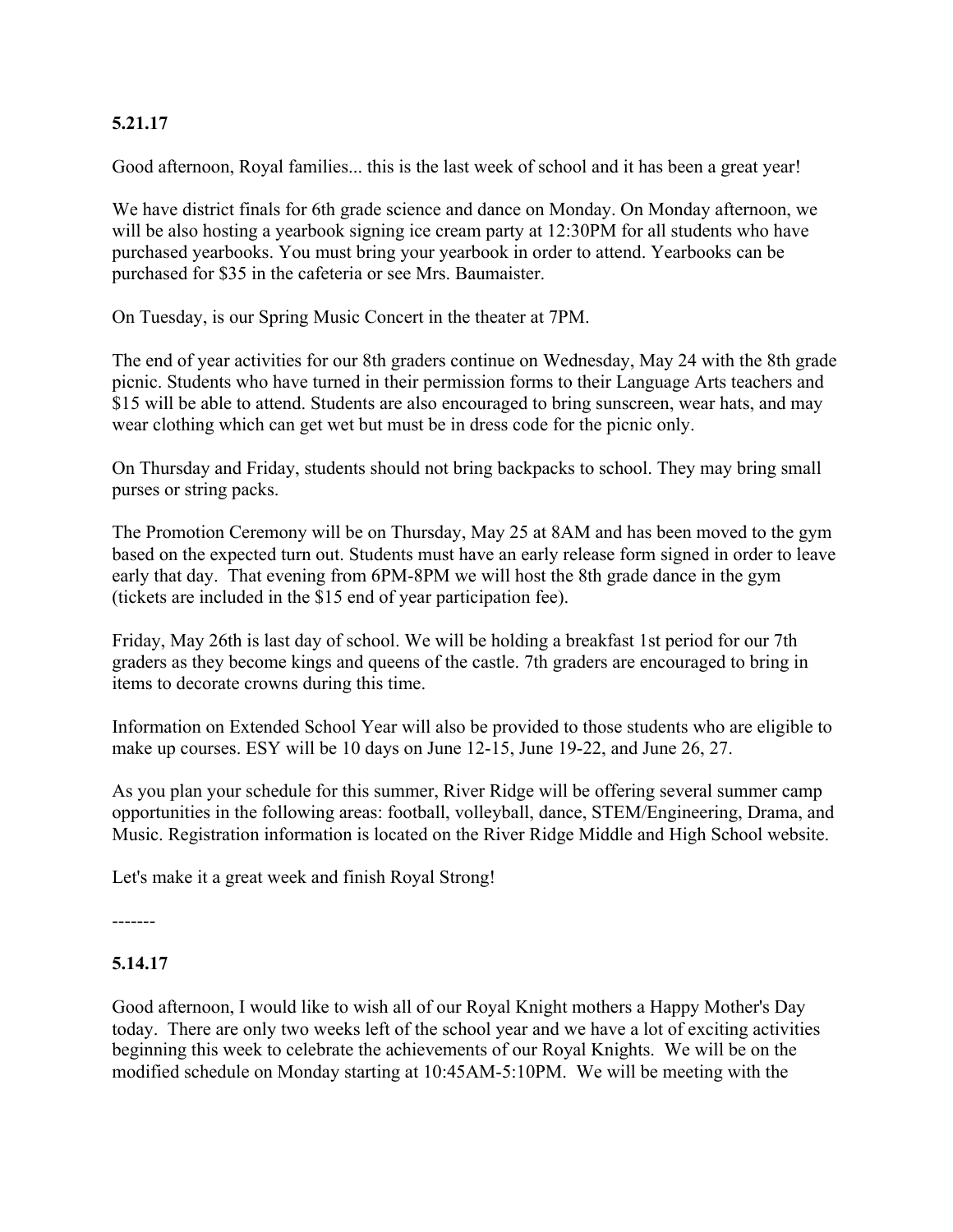**5.21.17**

Good afternoon, Royal families... this is the last week of school and it has been a great year!

We have district finals for 6th grade science and dance on Monday. On Monday afternoon, we will be also hosting a yearbook signing ice cream party at 12:30PM for all students who have purchased yearbooks. You must bring your yearbook in order to attend. Yearbooks can be purchased for $35 in the cafeteria or see Mrs. Baumaister.

On Tuesday, is our Spring Music Concert in the theater at 7PM.

The end of year activities for our 8th graders continue on Wednesday, May 24 with the 8th grade picnic. Students who have turned in their permission forms to their Language Arts teachers and $15 will be able to attend. Students are also encouraged to bring sunscreen, wear hats, and may wear clothing which can get wet but must be in dress code for the picnic only.

On Thursday and Friday, students should not bring backpacks to school. They may bring small purses or string packs.

The Promotion Ceremony will be on Thursday, May 25 at 8AM and has been moved to the gym based on the expected turn out. Students must have an early release form signed in order to leave early that day. That evening from 6PM-8PM we will host the 8th grade dance in the gym (tickets are included in the $15 end of year participation fee).

Friday, May 26th is last day of school. We will be holding a breakfast 1st period for our 7th graders as they become kings and queens of the castle. 7th graders are encouraged to bring in items to decorate crowns during this time.

Information on Extended School Year will also be provided to those students who are eligible to make up courses. ESY will be 10 days on June 12-15, June 19-22, and June 26, 27.

As you plan your schedule for this summer, River Ridge will be offering several summer camp opportunities in the following areas: football, volleyball, dance, STEM/Engineering, Drama, and Music. Registration information is located on the River Ridge Middle and High School website.

Let's make it a great week and finish Royal Strong!

-------

**5.14.17**

Good afternoon, I would like to wish all of our Royal Knight mothers a Happy Mother's Day today. There are only two weeks left of the school year and we have a lot of exciting activities beginning this week to celebrate the achievements of our Royal Knights. We will be on the modified schedule on Monday starting at 10:45AM-5:10PM. We will be meeting with the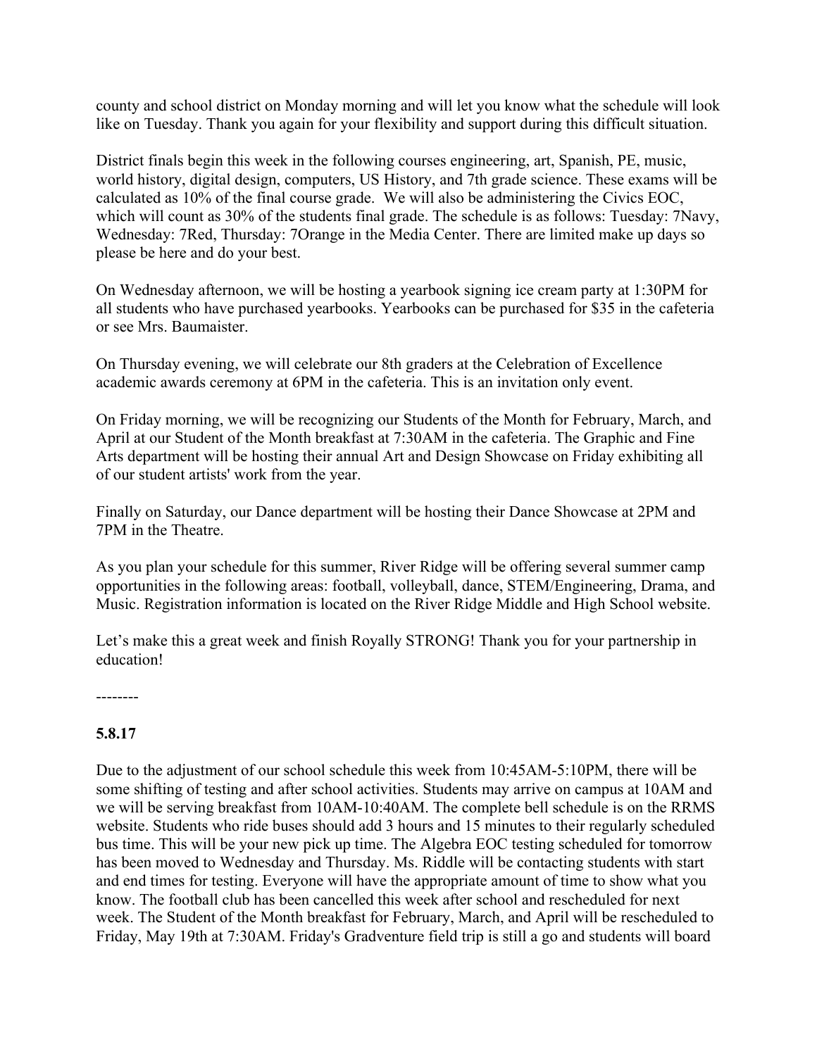county and school district on Monday morning and will let you know what the schedule will look like on Tuesday. Thank you again for your flexibility and support during this difficult situation.

District finals begin this week in the following courses engineering, art, Spanish, PE, music, world history, digital design, computers, US History, and 7th grade science. These exams will be calculated as 10% of the final course grade. We will also be administering the Civics EOC, which will count as 30% of the students final grade. The schedule is as follows: Tuesday: 7Navy, Wednesday: 7Red, Thursday: 7Orange in the Media Center. There are limited make up days so please be here and do your best.

On Wednesday afternoon, we will be hosting a yearbook signing ice cream party at 1:30PM for all students who have purchased yearbooks. Yearbooks can be purchased for $35 in the cafeteria or see Mrs. Baumaister.

On Thursday evening, we will celebrate our 8th graders at the Celebration of Excellence academic awards ceremony at 6PM in the cafeteria. This is an invitation only event.

On Friday morning, we will be recognizing our Students of the Month for February, March, and April at our Student of the Month breakfast at 7:30AM in the cafeteria. The Graphic and Fine Arts department will be hosting their annual Art and Design Showcase on Friday exhibiting all of our student artists' work from the year.

Finally on Saturday, our Dance department will be hosting their Dance Showcase at 2PM and 7PM in the Theatre.

As you plan your schedule for this summer, River Ridge will be offering several summer camp opportunities in the following areas: football, volleyball, dance, STEM/Engineering, Drama, and Music. Registration information is located on the River Ridge Middle and High School website.

Let's make this a great week and finish Royally STRONG! Thank you for your partnership in education!

--------

**5.8.17**

Due to the adjustment of our school schedule this week from 10:45AM-5:10PM, there will be some shifting of testing and after school activities. Students may arrive on campus at 10AM and we will be serving breakfast from 10AM-10:40AM. The complete bell schedule is on the RRMS website. Students who ride buses should add 3 hours and 15 minutes to their regularly scheduled bus time. This will be your new pick up time. The Algebra EOC testing scheduled for tomorrow has been moved to Wednesday and Thursday. Ms. Riddle will be contacting students with start and end times for testing. Everyone will have the appropriate amount of time to show what you know. The football club has been cancelled this week after school and rescheduled for next week. The Student of the Month breakfast for February, March, and April will be rescheduled to Friday, May 19th at 7:30AM. Friday's Gradventure field trip is still a go and students will board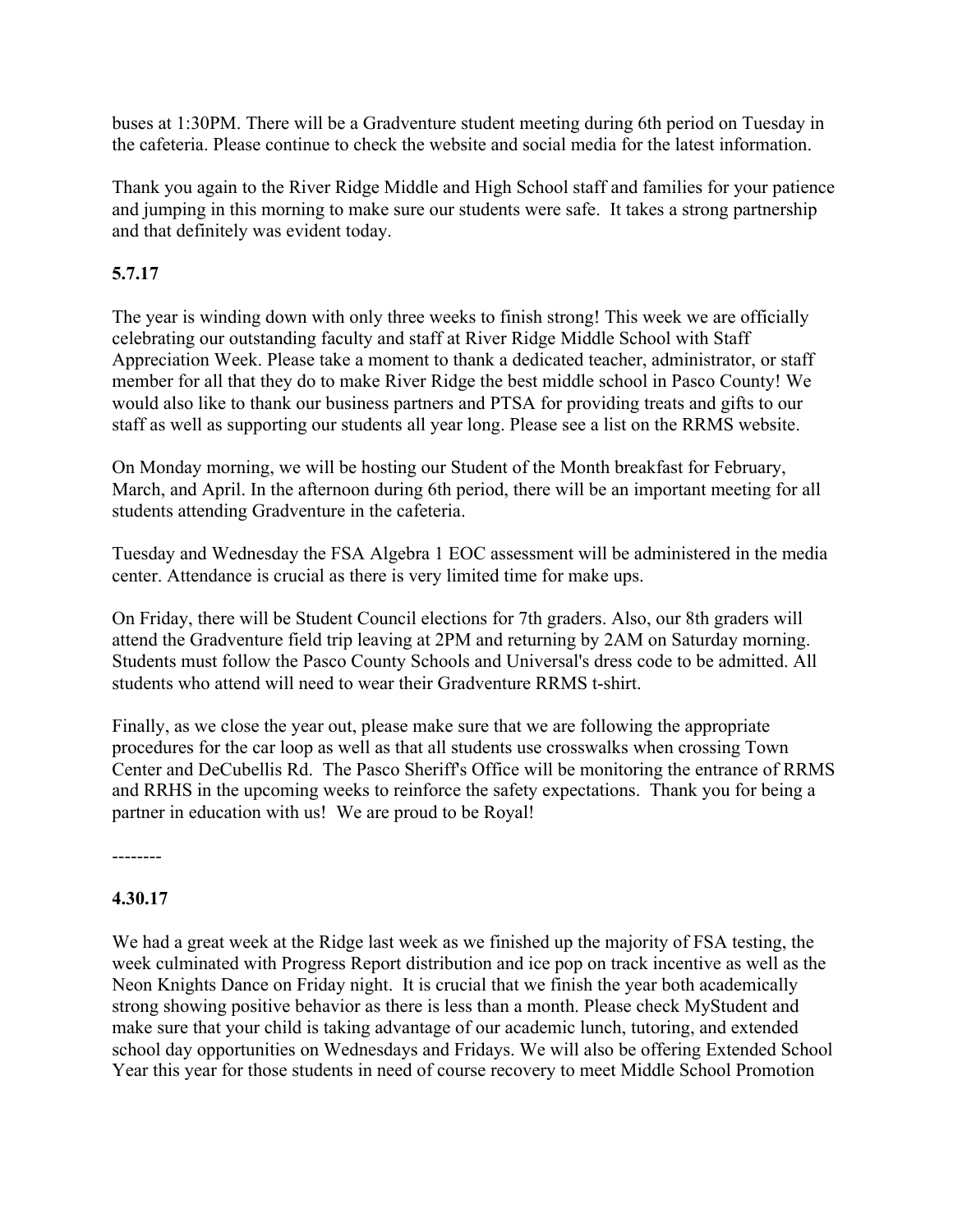buses at 1:30PM. There will be a Gradventure student meeting during 6th period on Tuesday in the cafeteria. Please continue to check the website and social media for the latest information.

Thank you again to the River Ridge Middle and High School staff and families for your patience and jumping in this morning to make sure our students were safe. It takes a strong partnership and that definitely was evident today.

**5.7.17**

The year is winding down with only three weeks to finish strong! This week we are officially celebrating our outstanding faculty and staff at River Ridge Middle School with Staff Appreciation Week. Please take a moment to thank a dedicated teacher, administrator, or staff member for all that they do to make River Ridge the best middle school in Pasco County! We would also like to thank our business partners and PTSA for providing treats and gifts to our staff as well as supporting our students all year long. Please see a list on the RRMS website.

On Monday morning, we will be hosting our Student of the Month breakfast for February, March, and April. In the afternoon during 6th period, there will be an important meeting for all students attending Gradventure in the cafeteria.

Tuesday and Wednesday the FSA Algebra 1 EOC assessment will be administered in the media center. Attendance is crucial as there is very limited time for make ups.

On Friday, there will be Student Council elections for 7th graders. Also, our 8th graders will attend the Gradventure field trip leaving at 2PM and returning by 2AM on Saturday morning. Students must follow the Pasco County Schools and Universal's dress code to be admitted. All students who attend will need to wear their Gradventure RRMS t-shirt.

Finally, as we close the year out, please make sure that we are following the appropriate procedures for the car loop as well as that all students use crosswalks when crossing Town Center and DeCubellis Rd. The Pasco Sheriff's Office will be monitoring the entrance of RRMS and RRHS in the upcoming weeks to reinforce the safety expectations. Thank you for being a partner in education with us! We are proud to be Royal!

--------

**4.30.17**

We had a great week at the Ridge last week as we finished up the majority of FSA testing, the week culminated with Progress Report distribution and ice pop on track incentive as well as the Neon Knights Dance on Friday night. It is crucial that we finish the year both academically strong showing positive behavior as there is less than a month. Please check MyStudent and make sure that your child is taking advantage of our academic lunch, tutoring, and extended school day opportunities on Wednesdays and Fridays. We will also be offering Extended School Year this year for those students in need of course recovery to meet Middle School Promotion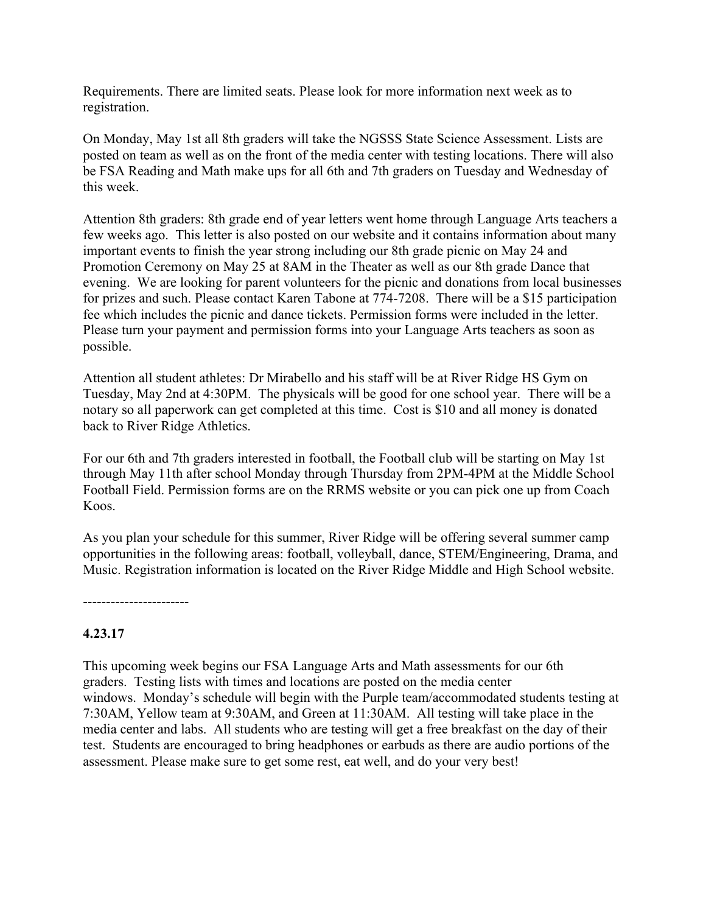Requirements. There are limited seats. Please look for more information next week as to registration.

On Monday, May 1st all 8th graders will take the NGSSS State Science Assessment. Lists are posted on team as well as on the front of the media center with testing locations. There will also be FSA Reading and Math make ups for all 6th and 7th graders on Tuesday and Wednesday of this week.

Attention 8th graders: 8th grade end of year letters went home through Language Arts teachers a few weeks ago. This letter is also posted on our website and it contains information about many important events to finish the year strong including our 8th grade picnic on May 24 and Promotion Ceremony on May 25 at 8AM in the Theater as well as our 8th grade Dance that evening. We are looking for parent volunteers for the picnic and donations from local businesses for prizes and such. Please contact Karen Tabone at 774-7208. There will be a $15 participation fee which includes the picnic and dance tickets. Permission forms were included in the letter. Please turn your payment and permission forms into your Language Arts teachers as soon as possible.

Attention all student athletes: Dr Mirabello and his staff will be at River Ridge HS Gym on Tuesday, May 2nd at 4:30PM. The physicals will be good for one school year. There will be a notary so all paperwork can get completed at this time. Cost is $10 and all money is donated back to River Ridge Athletics.

For our 6th and 7th graders interested in football, the Football club will be starting on May 1st through May 11th after school Monday through Thursday from 2PM-4PM at the Middle School Football Field. Permission forms are on the RRMS website or you can pick one up from Coach Koos.

As you plan your schedule for this summer, River Ridge will be offering several summer camp opportunities in the following areas: football, volleyball, dance, STEM/Engineering, Drama, and Music. Registration information is located on the River Ridge Middle and High School website.

-----------------------

**4.23.17**

This upcoming week begins our FSA Language Arts and Math assessments for our 6th graders. Testing lists with times and locations are posted on the media center windows. Monday's schedule will begin with the Purple team/accommodated students testing at 7:30AM, Yellow team at 9:30AM, and Green at 11:30AM. All testing will take place in the media center and labs. All students who are testing will get a free breakfast on the day of their test. Students are encouraged to bring headphones or earbuds as there are audio portions of the assessment. Please make sure to get some rest, eat well, and do your very best!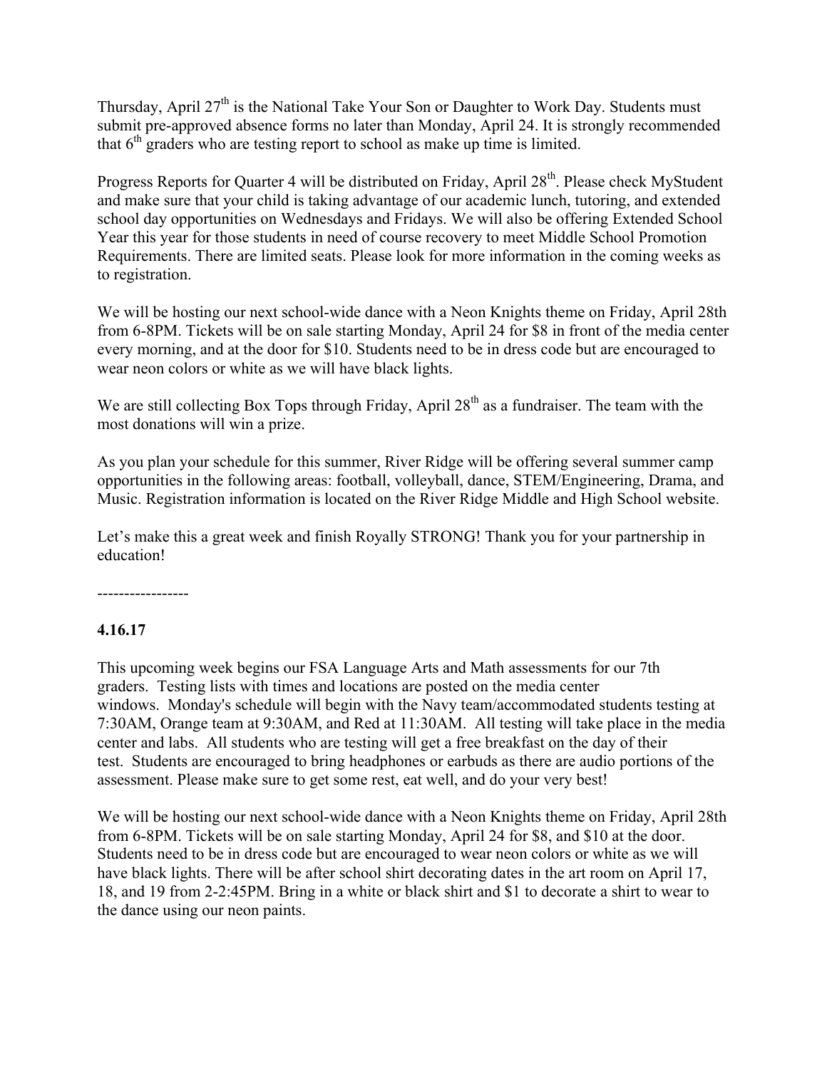Thursday, April 27th is the National Take Your Son or Daughter to Work Day. Students must submit pre-approved absence forms no later than Monday, April 24. It is strongly recommended that 6th graders who are testing report to school as make up time is limited.

Progress Reports for Quarter 4 will be distributed on Friday, April 28th. Please check MyStudent and make sure that your child is taking advantage of our academic lunch, tutoring, and extended school day opportunities on Wednesdays and Fridays. We will also be offering Extended School Year this year for those students in need of course recovery to meet Middle School Promotion Requirements. There are limited seats. Please look for more information in the coming weeks as to registration.

We will be hosting our next school-wide dance with a Neon Knights theme on Friday, April 28th from 6-8PM. Tickets will be on sale starting Monday, April 24 for $8 in front of the media center every morning, and at the door for $10. Students need to be in dress code but are encouraged to wear neon colors or white as we will have black lights.

We are still collecting Box Tops through Friday, April 28th as a fundraiser. The team with the most donations will win a prize.

As you plan your schedule for this summer, River Ridge will be offering several summer camp opportunities in the following areas: football, volleyball, dance, STEM/Engineering, Drama, and Music. Registration information is located on the River Ridge Middle and High School website.

Let's make this a great week and finish Royally STRONG! Thank you for your partnership in education!

-----------------

**4.16.17**

This upcoming week begins our FSA Language Arts and Math assessments for our 7th graders. Testing lists with times and locations are posted on the media center windows. Monday's schedule will begin with the Navy team/accommodated students testing at 7:30AM, Orange team at 9:30AM, and Red at 11:30AM. All testing will take place in the media center and labs. All students who are testing will get a free breakfast on the day of their test. Students are encouraged to bring headphones or earbuds as there are audio portions of the assessment. Please make sure to get some rest, eat well, and do your very best!

We will be hosting our next school-wide dance with a Neon Knights theme on Friday, April 28th from 6-8PM. Tickets will be on sale starting Monday, April 24 for $8, and $10 at the door. Students need to be in dress code but are encouraged to wear neon colors or white as we will have black lights. There will be after school shirt decorating dates in the art room on April 17, 18, and 19 from 2-2:45PM. Bring in a white or black shirt and $1 to decorate a shirt to wear to the dance using our neon paints.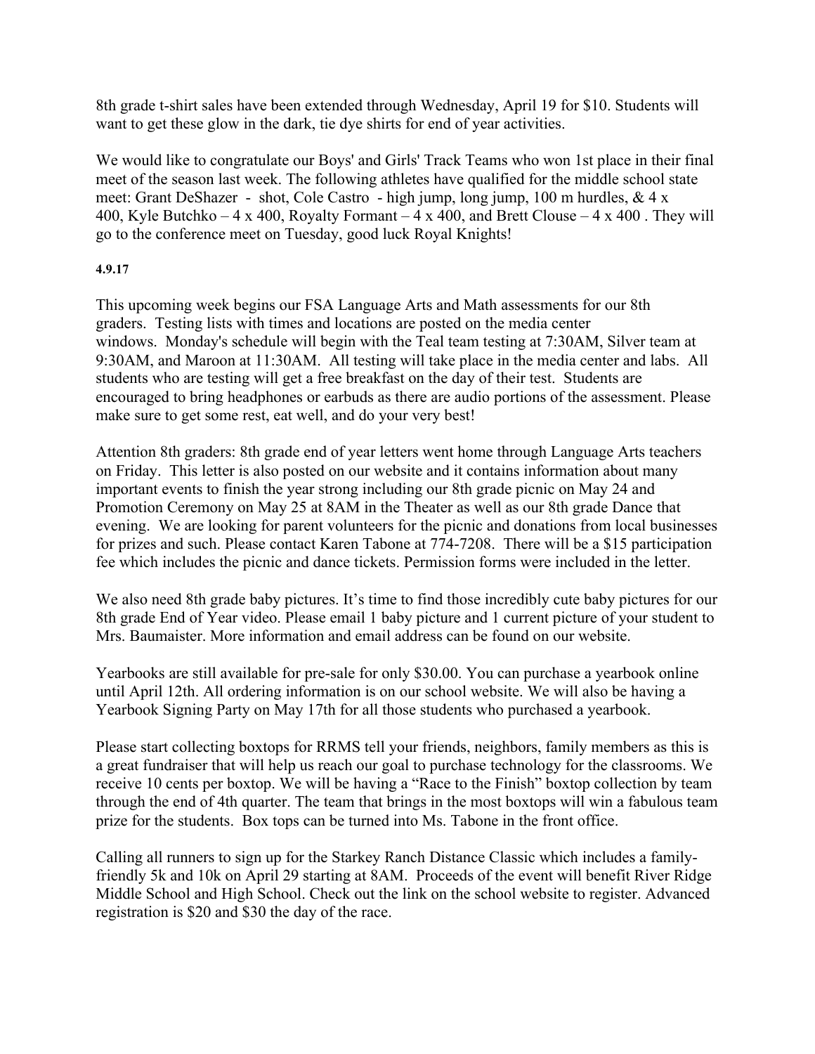8th grade t-shirt sales have been extended through Wednesday, April 19 for $10. Students will want to get these glow in the dark, tie dye shirts for end of year activities.

We would like to congratulate our Boys' and Girls' Track Teams who won 1st place in their final meet of the season last week. The following athletes have qualified for the middle school state meet: Grant DeShazer - shot, Cole Castro - high jump, long jump, 100 m hurdles, & 4 x 400, Kyle Butchko – 4 x 400, Royalty Formant – 4 x 400, and Brett Clouse – 4 x 400 . They will go to the conference meet on Tuesday, good luck Royal Knights!

**4.9.17**

This upcoming week begins our FSA Language Arts and Math assessments for our 8th graders. Testing lists with times and locations are posted on the media center windows. Monday's schedule will begin with the Teal team testing at 7:30AM, Silver team at 9:30AM, and Maroon at 11:30AM. All testing will take place in the media center and labs. All students who are testing will get a free breakfast on the day of their test. Students are encouraged to bring headphones or earbuds as there are audio portions of the assessment. Please make sure to get some rest, eat well, and do your very best!

Attention 8th graders: 8th grade end of year letters went home through Language Arts teachers on Friday. This letter is also posted on our website and it contains information about many important events to finish the year strong including our 8th grade picnic on May 24 and Promotion Ceremony on May 25 at 8AM in the Theater as well as our 8th grade Dance that evening. We are looking for parent volunteers for the picnic and donations from local businesses for prizes and such. Please contact Karen Tabone at 774-7208. There will be a $15 participation fee which includes the picnic and dance tickets. Permission forms were included in the letter.

We also need 8th grade baby pictures. It's time to find those incredibly cute baby pictures for our 8th grade End of Year video. Please email 1 baby picture and 1 current picture of your student to Mrs. Baumaister. More information and email address can be found on our website.

Yearbooks are still available for pre-sale for only $30.00. You can purchase a yearbook online until April 12th. All ordering information is on our school website. We will also be having a Yearbook Signing Party on May 17th for all those students who purchased a yearbook.

Please start collecting boxtops for RRMS tell your friends, neighbors, family members as this is a great fundraiser that will help us reach our goal to purchase technology for the classrooms. We receive 10 cents per boxtop. We will be having a "Race to the Finish" boxtop collection by team through the end of 4th quarter. The team that brings in the most boxtops will win a fabulous team prize for the students. Box tops can be turned into Ms. Tabone in the front office.

Calling all runners to sign up for the Starkey Ranch Distance Classic which includes a family-friendly 5k and 10k on April 29 starting at 8AM. Proceeds of the event will benefit River Ridge Middle School and High School. Check out the link on the school website to register. Advanced registration is $20 and $30 the day of the race.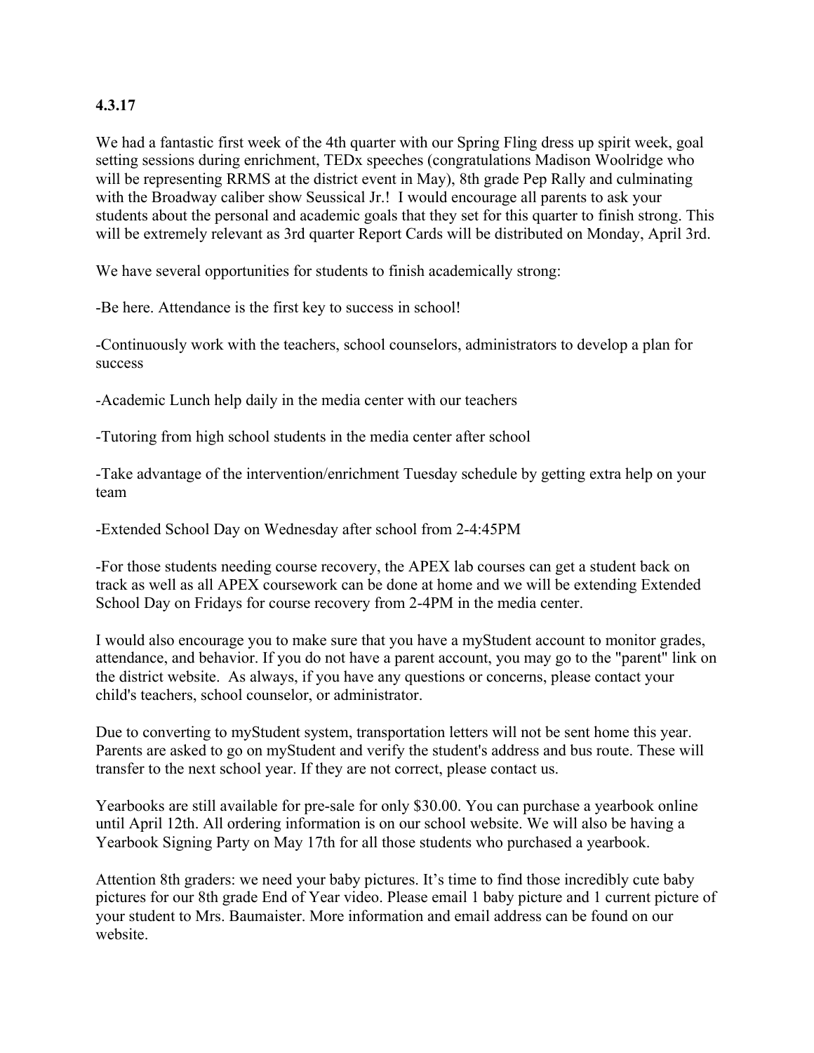**4.3.17**

We had a fantastic first week of the 4th quarter with our Spring Fling dress up spirit week, goal setting sessions during enrichment, TEDx speeches (congratulations Madison Woolridge who will be representing RRMS at the district event in May), 8th grade Pep Rally and culminating with the Broadway caliber show Seussical Jr.! I would encourage all parents to ask your students about the personal and academic goals that they set for this quarter to finish strong. This will be extremely relevant as 3rd quarter Report Cards will be distributed on Monday, April 3rd.

We have several opportunities for students to finish academically strong:

-Be here. Attendance is the first key to success in school!

-Continuously work with the teachers, school counselors, administrators to develop a plan for success

-Academic Lunch help daily in the media center with our teachers

-Tutoring from high school students in the media center after school

-Take advantage of the intervention/enrichment Tuesday schedule by getting extra help on your team

-Extended School Day on Wednesday after school from 2-4:45PM

-For those students needing course recovery, the APEX lab courses can get a student back on track as well as all APEX coursework can be done at home and we will be extending Extended School Day on Fridays for course recovery from 2-4PM in the media center.

I would also encourage you to make sure that you have a myStudent account to monitor grades, attendance, and behavior. If you do not have a parent account, you may go to the "parent" link on the district website. As always, if you have any questions or concerns, please contact your child's teachers, school counselor, or administrator.

Due to converting to myStudent system, transportation letters will not be sent home this year. Parents are asked to go on myStudent and verify the student's address and bus route. These will transfer to the next school year. If they are not correct, please contact us.

Yearbooks are still available for pre-sale for only $30.00. You can purchase a yearbook online until April 12th. All ordering information is on our school website. We will also be having a Yearbook Signing Party on May 17th for all those students who purchased a yearbook.

Attention 8th graders: we need your baby pictures. It's time to find those incredibly cute baby pictures for our 8th grade End of Year video. Please email 1 baby picture and 1 current picture of your student to Mrs. Baumaister. More information and email address can be found on our website.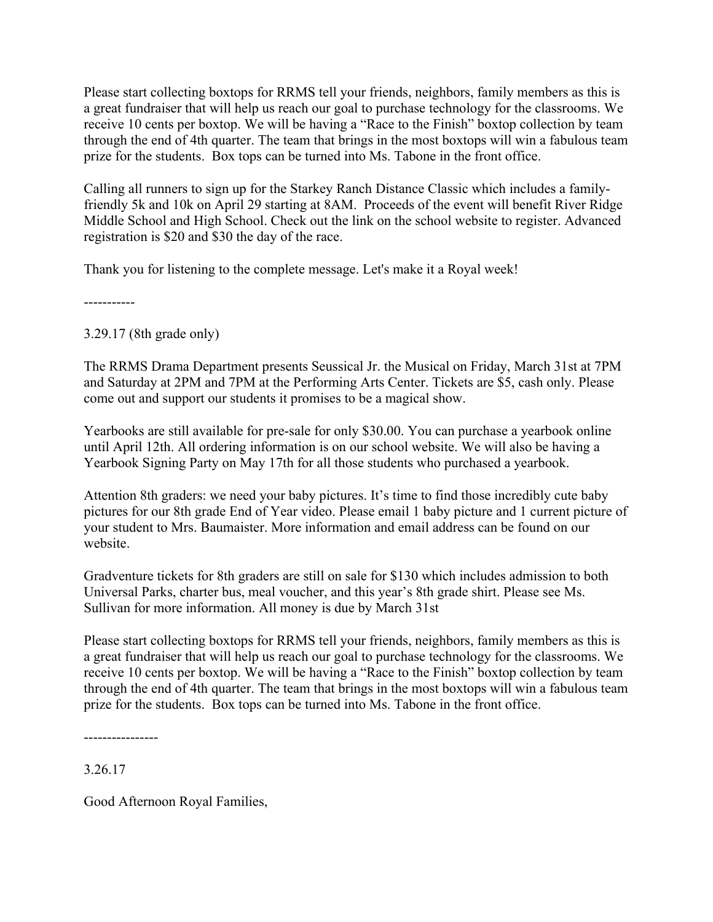Please start collecting boxtops for RRMS tell your friends, neighbors, family members as this is a great fundraiser that will help us reach our goal to purchase technology for the classrooms. We receive 10 cents per boxtop. We will be having a “Race to the Finish” boxtop collection by team through the end of 4th quarter. The team that brings in the most boxtops will win a fabulous team prize for the students.  Box tops can be turned into Ms. Tabone in the front office.

Calling all runners to sign up for the Starkey Ranch Distance Classic which includes a family-friendly 5k and 10k on April 29 starting at 8AM.  Proceeds of the event will benefit River Ridge Middle School and High School. Check out the link on the school website to register. Advanced registration is $20 and $30 the day of the race.

Thank you for listening to the complete message. Let's make it a Royal week!

-----------

3.29.17 (8th grade only)

The RRMS Drama Department presents Seussical Jr. the Musical on Friday, March 31st at 7PM and Saturday at 2PM and 7PM at the Performing Arts Center. Tickets are $5, cash only. Please come out and support our students it promises to be a magical show.

Yearbooks are still available for pre-sale for only $30.00. You can purchase a yearbook online until April 12th. All ordering information is on our school website. We will also be having a Yearbook Signing Party on May 17th for all those students who purchased a yearbook.

Attention 8th graders: we need your baby pictures. It’s time to find those incredibly cute baby pictures for our 8th grade End of Year video. Please email 1 baby picture and 1 current picture of your student to Mrs. Baumaister. More information and email address can be found on our website.

Gradventure tickets for 8th graders are still on sale for $130 which includes admission to both Universal Parks, charter bus, meal voucher, and this year’s 8th grade shirt. Please see Ms. Sullivan for more information. All money is due by March 31st

Please start collecting boxtops for RRMS tell your friends, neighbors, family members as this is a great fundraiser that will help us reach our goal to purchase technology for the classrooms. We receive 10 cents per boxtop. We will be having a “Race to the Finish” boxtop collection by team through the end of 4th quarter. The team that brings in the most boxtops will win a fabulous team prize for the students.  Box tops can be turned into Ms. Tabone in the front office.

----------------

3.26.17

Good Afternoon Royal Families,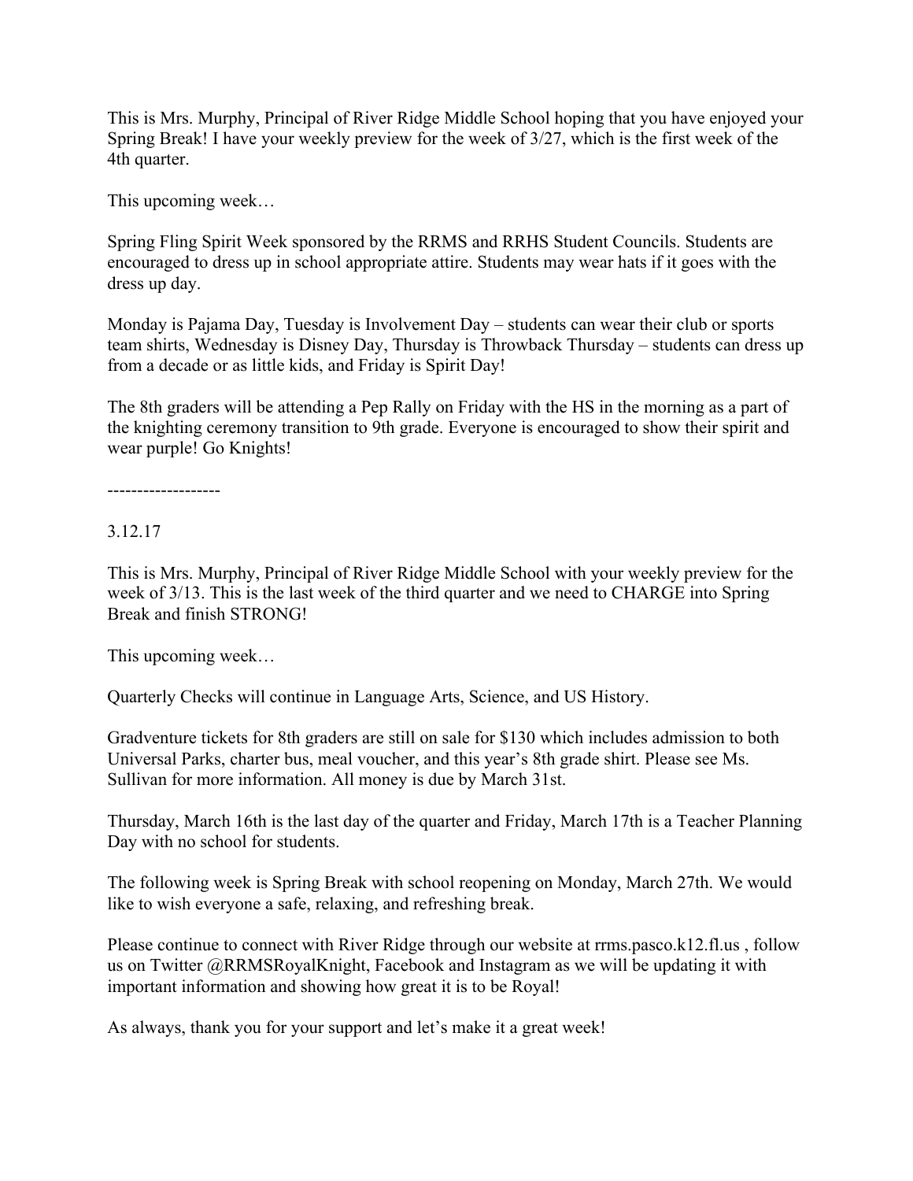This is Mrs. Murphy, Principal of River Ridge Middle School hoping that you have enjoyed your Spring Break! I have your weekly preview for the week of 3/27, which is the first week of the 4th quarter.

This upcoming week…

Spring Fling Spirit Week sponsored by the RRMS and RRHS Student Councils. Students are encouraged to dress up in school appropriate attire. Students may wear hats if it goes with the dress up day.

Monday is Pajama Day, Tuesday is Involvement Day – students can wear their club or sports team shirts, Wednesday is Disney Day, Thursday is Throwback Thursday – students can dress up from a decade or as little kids, and Friday is Spirit Day!

The 8th graders will be attending a Pep Rally on Friday with the HS in the morning as a part of the knighting ceremony transition to 9th grade. Everyone is encouraged to show their spirit and wear purple! Go Knights!

-------------------

3.12.17

This is Mrs. Murphy, Principal of River Ridge Middle School with your weekly preview for the week of 3/13. This is the last week of the third quarter and we need to CHARGE into Spring Break and finish STRONG!

This upcoming week…

Quarterly Checks will continue in Language Arts, Science, and US History.

Gradventure tickets for 8th graders are still on sale for $130 which includes admission to both Universal Parks, charter bus, meal voucher, and this year's 8th grade shirt. Please see Ms. Sullivan for more information. All money is due by March 31st.

Thursday, March 16th is the last day of the quarter and Friday, March 17th is a Teacher Planning Day with no school for students.

The following week is Spring Break with school reopening on Monday, March 27th. We would like to wish everyone a safe, relaxing, and refreshing break.

Please continue to connect with River Ridge through our website at rrms.pasco.k12.fl.us , follow us on Twitter @RRMSRoyalKnight, Facebook and Instagram as we will be updating it with important information and showing how great it is to be Royal!

As always, thank you for your support and let's make it a great week!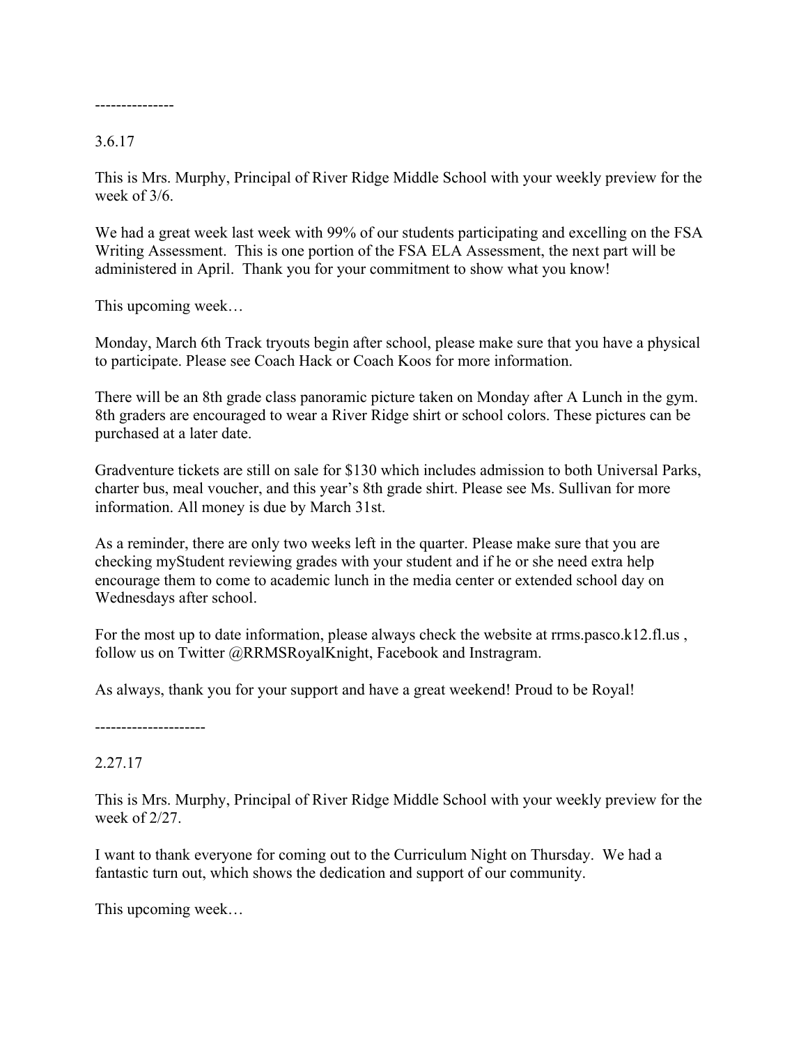---------------

3.6.17

This is Mrs. Murphy, Principal of River Ridge Middle School with your weekly preview for the week of 3/6.

We had a great week last week with 99% of our students participating and excelling on the FSA Writing Assessment. This is one portion of the FSA ELA Assessment, the next part will be administered in April. Thank you for your commitment to show what you know!

This upcoming week…

Monday, March 6th Track tryouts begin after school, please make sure that you have a physical to participate. Please see Coach Hack or Coach Koos for more information.

There will be an 8th grade class panoramic picture taken on Monday after A Lunch in the gym. 8th graders are encouraged to wear a River Ridge shirt or school colors. These pictures can be purchased at a later date.

Gradventure tickets are still on sale for $130 which includes admission to both Universal Parks, charter bus, meal voucher, and this year's 8th grade shirt. Please see Ms. Sullivan for more information. All money is due by March 31st.

As a reminder, there are only two weeks left in the quarter. Please make sure that you are checking myStudent reviewing grades with your student and if he or she need extra help encourage them to come to academic lunch in the media center or extended school day on Wednesdays after school.

For the most up to date information, please always check the website at rrms.pasco.k12.fl.us , follow us on Twitter @RRMSRoyalKnight, Facebook and Instragram.

As always, thank you for your support and have a great weekend! Proud to be Royal!

---------------------

2.27.17

This is Mrs. Murphy, Principal of River Ridge Middle School with your weekly preview for the week of 2/27.

I want to thank everyone for coming out to the Curriculum Night on Thursday. We had a fantastic turn out, which shows the dedication and support of our community.

This upcoming week…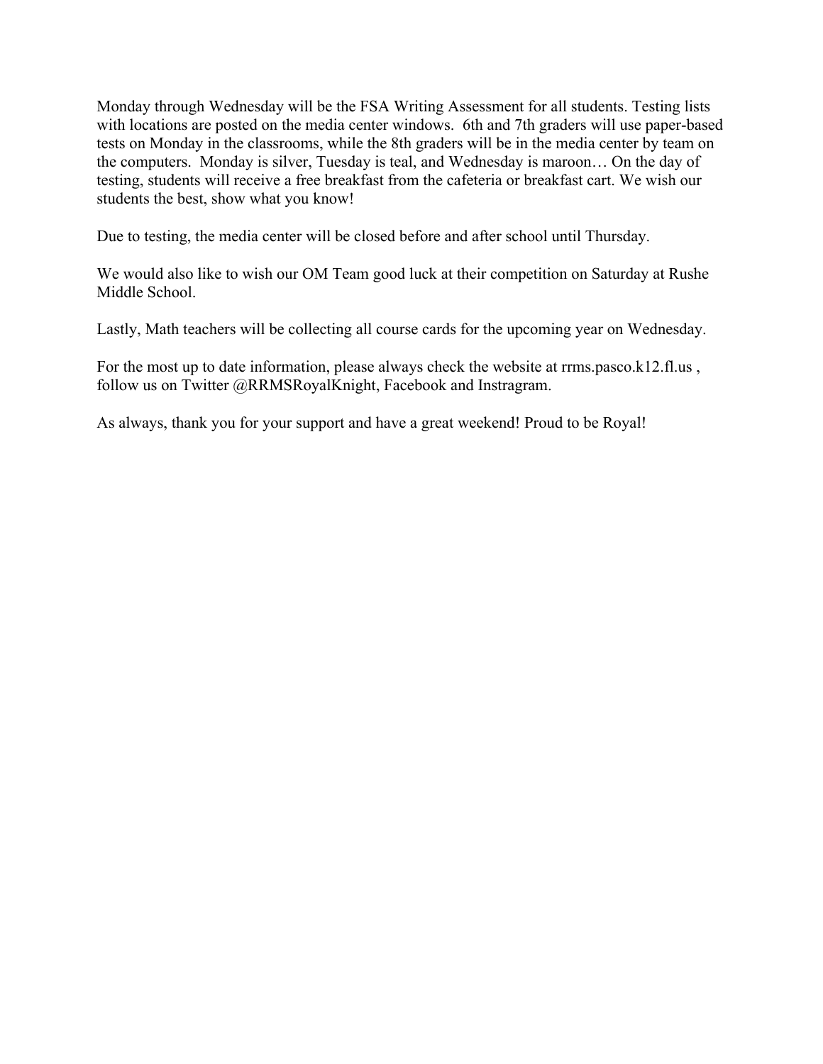Monday through Wednesday will be the FSA Writing Assessment for all students. Testing lists with locations are posted on the media center windows. 6th and 7th graders will use paper-based tests on Monday in the classrooms, while the 8th graders will be in the media center by team on the computers. Monday is silver, Tuesday is teal, and Wednesday is maroon… On the day of testing, students will receive a free breakfast from the cafeteria or breakfast cart. We wish our students the best, show what you know!

Due to testing, the media center will be closed before and after school until Thursday.

We would also like to wish our OM Team good luck at their competition on Saturday at Rushe Middle School.

Lastly, Math teachers will be collecting all course cards for the upcoming year on Wednesday.

For the most up to date information, please always check the website at rrms.pasco.k12.fl.us , follow us on Twitter @RRMSRoyalKnight, Facebook and Instragram.

As always, thank you for your support and have a great weekend! Proud to be Royal!